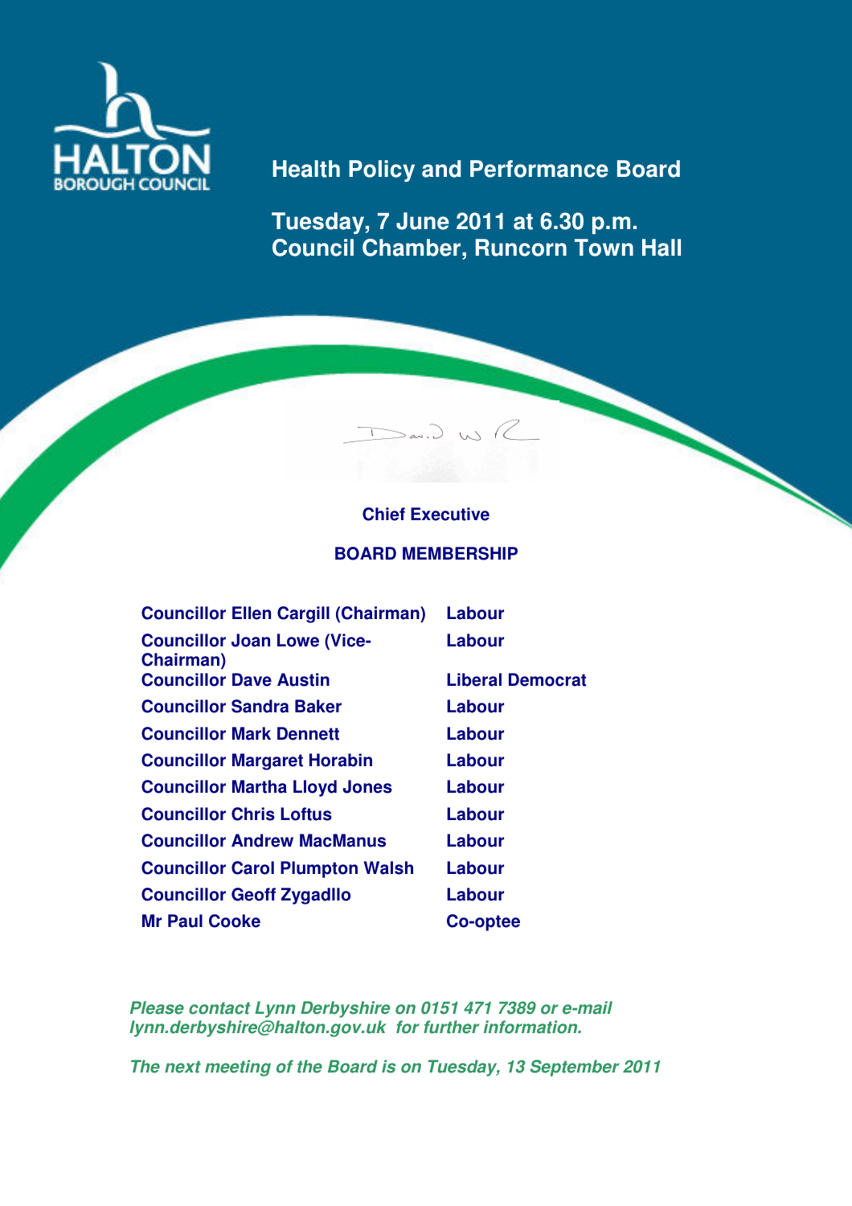HALTON BOROUGH COUNCIL

# Health Policy and Performance Board

## Tuesday, 7 June 2011 at 6.30 p.m.
## Council Chamber, Runcorn Town Hall

**Chief Executive**

**BOARD MEMBERSHIP**

| | |
|---|---|
| **Councillor Ellen Cargill (Chairman)** | **Labour** |
| **Councillor Joan Lowe (Vice-Chairman)** | **Labour** |
| **Councillor Dave Austin** | **Liberal Democrat** |
| **Councillor Sandra Baker** | **Labour** |
| **Councillor Mark Dennett** | **Labour** |
| **Councillor Margaret Horabin** | **Labour** |
| **Councillor Martha Lloyd Jones** | **Labour** |
| **Councillor Chris Loftus** | **Labour** |
| **Councillor Andrew MacManus** | **Labour** |
| **Councillor Carol Plumpton Walsh** | **Labour** |
| **Councillor Geoff Zygadllo** | **Labour** |
| **Mr Paul Cooke** | **Co-optee** |

***Please contact Lynn Derbyshire on 0151 471 7389 or e-mail lynn.derbyshire@halton.gov.uk for further information.***

***The next meeting of the Board is on Tuesday, 13 September 2011***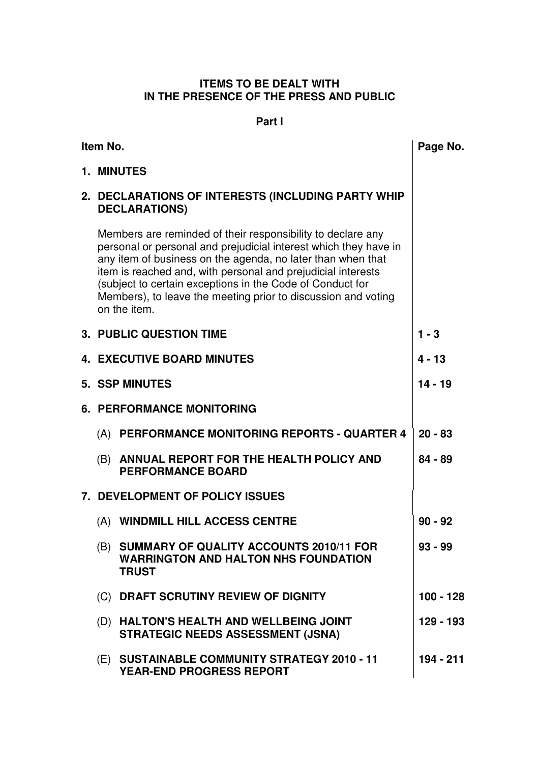**ITEMS TO BE DEALT WITH**
**IN THE PRESENCE OF THE PRESS AND PUBLIC**

**Part I**

| Item No. | Page No. |
|---|---|
| **1. MINUTES** | |
| **2. DECLARATIONS OF INTERESTS (INCLUDING PARTY WHIP DECLARATIONS)**<br><br>Members are reminded of their responsibility to declare any personal or personal and prejudicial interest which they have in any item of business on the agenda, no later than when that item is reached and, with personal and prejudicial interests (subject to certain exceptions in the Code of Conduct for Members), to leave the meeting prior to discussion and voting on the item. | |
| **3. PUBLIC QUESTION TIME** | **1 - 3** |
| **4. EXECUTIVE BOARD MINUTES** | **4 - 13** |
| **5. SSP MINUTES** | **14 - 19** |
| **6. PERFORMANCE MONITORING** | |
| (A) **PERFORMANCE MONITORING REPORTS - QUARTER 4** | **20 - 83** |
| (B) **ANNUAL REPORT FOR THE HEALTH POLICY AND PERFORMANCE BOARD** | **84 - 89** |
| **7. DEVELOPMENT OF POLICY ISSUES** | |
| (A) **WINDMILL HILL ACCESS CENTRE** | **90 - 92** |
| (B) **SUMMARY OF QUALITY ACCOUNTS 2010/11 FOR WARRINGTON AND HALTON NHS FOUNDATION TRUST** | **93 - 99** |
| (C) **DRAFT SCRUTINY REVIEW OF DIGNITY** | **100 - 128** |
| (D) **HALTON'S HEALTH AND WELLBEING JOINT STRATEGIC NEEDS ASSESSMENT (JSNA)** | **129 - 193** |
| (E) **SUSTAINABLE COMMUNITY STRATEGY 2010 - 11 YEAR-END PROGRESS REPORT** | **194 - 211** |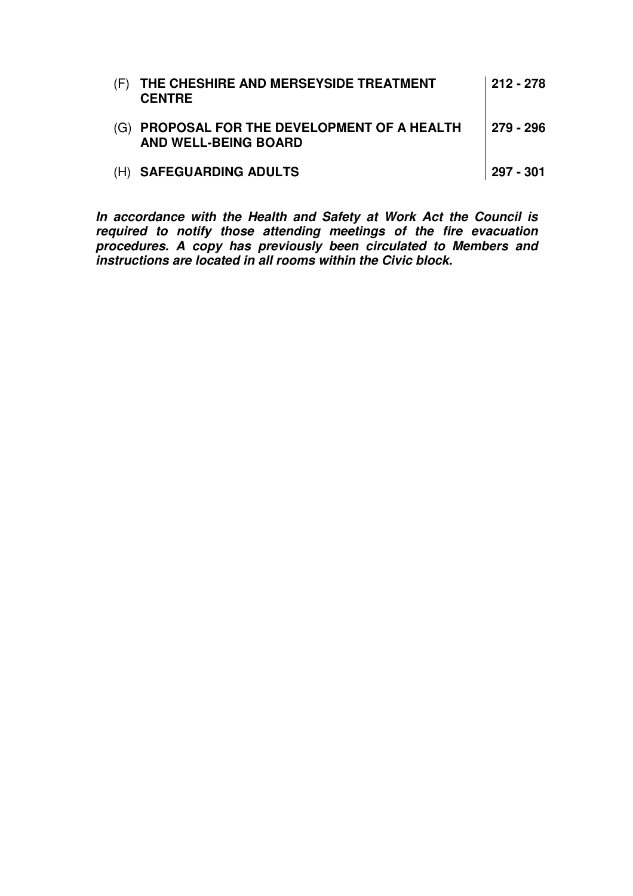| | | |
|---|---|---|
| (F) | **THE CHESHIRE AND MERSEYSIDE TREATMENT CENTRE** | **212 - 278** |
| (G) | **PROPOSAL FOR THE DEVELOPMENT OF A HEALTH AND WELL-BEING BOARD** | **279 - 296** |
| (H) | **SAFEGUARDING ADULTS** | **297 - 301** |

***In accordance with the Health and Safety at Work Act the Council is required to notify those attending meetings of the fire evacuation procedures. A copy has previously been circulated to Members and instructions are located in all rooms within the Civic block.***